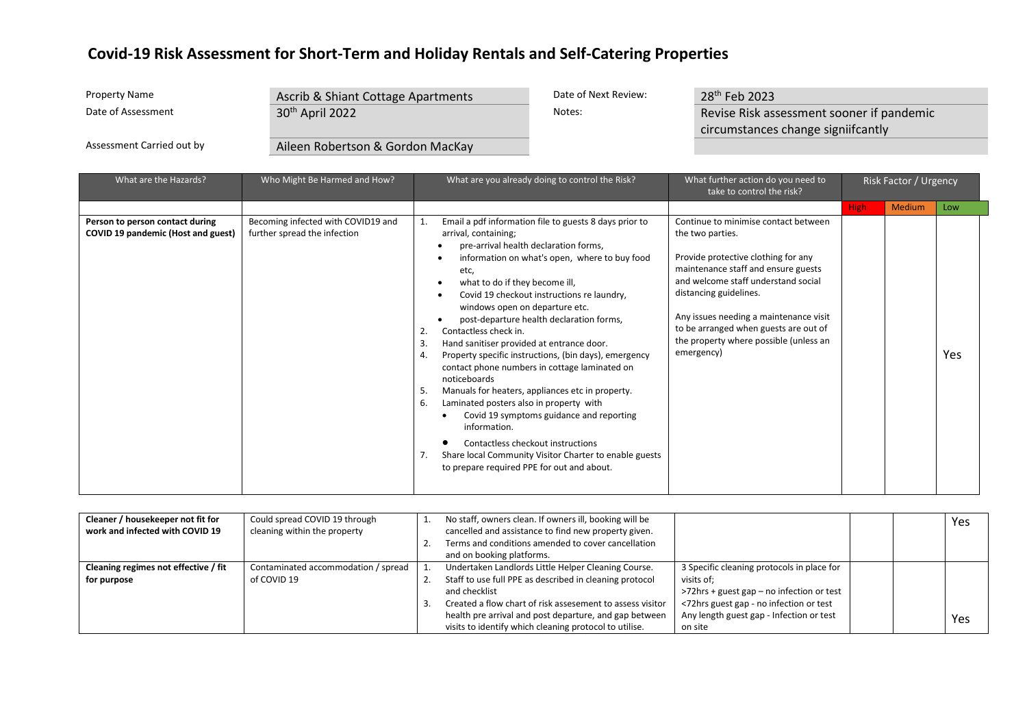# Covid-19 Risk Assessment for Short-Term and Holiday Rentals and Self-Catering Properties

| | | | |
|---|---|---|---|
| Property Name | Ascrib & Shiant Cottage Apartments | Date of Next Review: | 28th Feb 2023 |
| Date of Assessment | 30th April 2022 | Notes: | Revise Risk assessment sooner if pandemic circumstances change signiifcantly |
| Assessment Carried out by | Aileen Robertson & Gordon MacKay | | |

| What are the Hazards? | Who Might Be Harmed and How? | What are you already doing to control the Risk? | What further action do you need to take to control the risk? | Risk Factor / Urgency | | |
|---|---|---|---|---|---|---|
| | | | | High | Medium | Low |
| **Person to person contact during COVID 19 pandemic (Host and guest)** | Becoming infected with COVID19 and further spread the infection | 1. Email a pdf information file to guests 8 days prior to arrival, containing;<br>• pre-arrival health declaration forms,<br>• information on what's open, where to buy food etc,<br>• what to do if they become ill,<br>• Covid 19 checkout instructions re laundry, windows open on departure etc.<br>• post-departure health declaration forms,<br>2. Contactless check in.<br>3. Hand sanitiser provided at entrance door.<br>4. Property specific instructions, (bin days), emergency contact phone numbers in cottage laminated on noticeboards<br>5. Manuals for heaters, appliances etc in property.<br>6. Laminated posters also in property with<br>• Covid 19 symptoms guidance and reporting information.<br>• Contactless checkout instructions<br>7. Share local Community Visitor Charter to enable guests to prepare required PPE for out and about. | Continue to minimise contact between the two parties.<br><br>Provide protective clothing for any maintenance staff and ensure guests and welcome staff understand social distancing guidelines.<br><br>Any issues needing a maintenance visit to be arranged when guests are out of the property where possible (unless an emergency) | | | Yes |
| **Cleaner / housekeeper not fit for work and infected with COVID 19** | Could spread COVID 19 through cleaning within the property | 1. No staff, owners clean. If owners ill, booking will be cancelled and assistance to find new property given.<br>2. Terms and conditions amended to cover cancellation and on booking platforms. | | | | Yes |
| **Cleaning regimes not effective / fit for purpose** | Contaminated accommodation / spread of COVID 19 | 1. Undertaken Landlords Little Helper Cleaning Course.<br>2. Staff to use full PPE as described in cleaning protocol and checklist<br>3. Created a flow chart of risk assesement to assess visitor health pre arrival and post departure, and gap between visits to identify which cleaning protocol to utilise. | 3 Specific cleaning protocols in place for visits of;<br>>72hrs + guest gap – no infection or test<br><72hrs guest gap - no infection or test<br>Any length guest gap - Infection or test on site | | | Yes |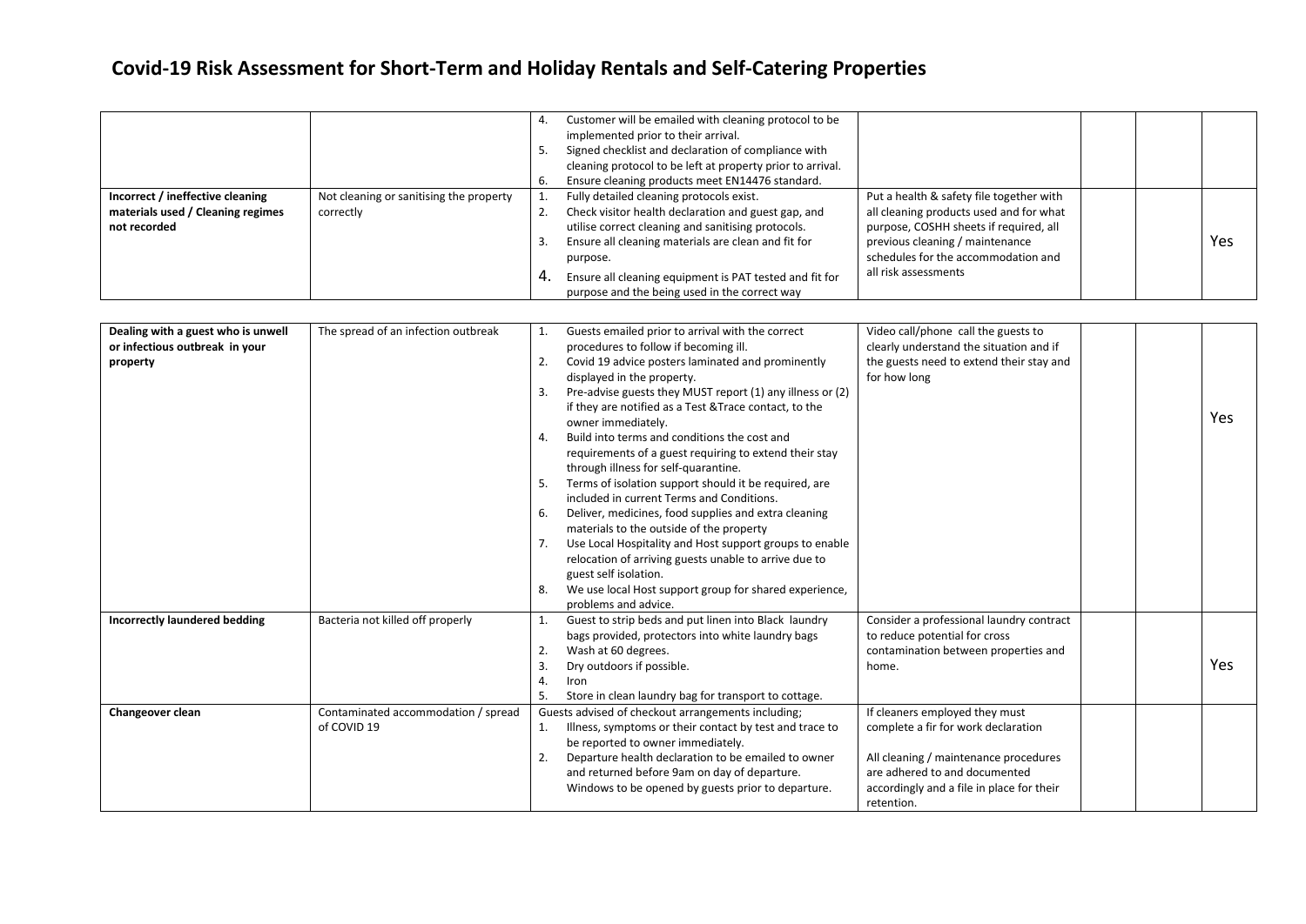# Covid-19 Risk Assessment for Short-Term and Holiday Rentals and Self-Catering Properties

| | | | | | | |
|---|---|---|---|---|---|---|
| | | 4. Customer will be emailed with cleaning protocol to be implemented prior to their arrival.<br>5. Signed checklist and declaration of compliance with cleaning protocol to be left at property prior to arrival.<br>6. Ensure cleaning products meet EN14476 standard. | | | | |
| **Incorrect / ineffective cleaning materials used / Cleaning regimes not recorded** | Not cleaning or sanitising the property correctly | 1. Fully detailed cleaning protocols exist.<br>2. Check visitor health declaration and guest gap, and utilise correct cleaning and sanitising protocols.<br>3. Ensure all cleaning materials are clean and fit for purpose.<br>4. Ensure all cleaning equipment is PAT tested and fit for purpose and the being used in the correct way | Put a health & safety file together with all cleaning products used and for what purpose, COSHH sheets if required, all previous cleaning / maintenance schedules for the accommodation and all risk assessments | | | Yes |

| | | | | | | |
|---|---|---|---|---|---|---|
| **Dealing with a guest who is unwell or infectious outbreak in your property** | The spread of an infection outbreak | 1. Guests emailed prior to arrival with the correct procedures to follow if becoming ill.<br>2. Covid 19 advice posters laminated and prominently displayed in the property.<br>3. Pre-advise guests they MUST report (1) any illness or (2) if they are notified as a Test &Trace contact, to the owner immediately.<br>4. Build into terms and conditions the cost and requirements of a guest requiring to extend their stay through illness for self-quarantine.<br>5. Terms of isolation support should it be required, are included in current Terms and Conditions.<br>6. Deliver, medicines, food supplies and extra cleaning materials to the outside of the property<br>7. Use Local Hospitality and Host support groups to enable relocation of arriving guests unable to arrive due to guest self isolation.<br>8. We use local Host support group for shared experience, problems and advice. | Video call/phone call the guests to clearly understand the situation and if the guests need to extend their stay and for how long | | | Yes |
| **Incorrectly laundered bedding** | Bacteria not killed off properly | 1. Guest to strip beds and put linen into Black laundry bags provided, protectors into white laundry bags<br>2. Wash at 60 degrees.<br>3. Dry outdoors if possible.<br>4. Iron<br>5. Store in clean laundry bag for transport to cottage. | Consider a professional laundry contract to reduce potential for cross contamination between properties and home. | | | Yes |
| **Changeover clean** | Contaminated accommodation / spread of COVID 19 | Guests advised of checkout arrangements including;<br>1. Illness, symptoms or their contact by test and trace to be reported to owner immediately.<br>2. Departure health declaration to be emailed to owner and returned before 9am on day of departure. Windows to be opened by guests prior to departure. | If cleaners employed they must complete a fir for work declaration<br><br>All cleaning / maintenance procedures are adhered to and documented accordingly and a file in place for their retention. | | | |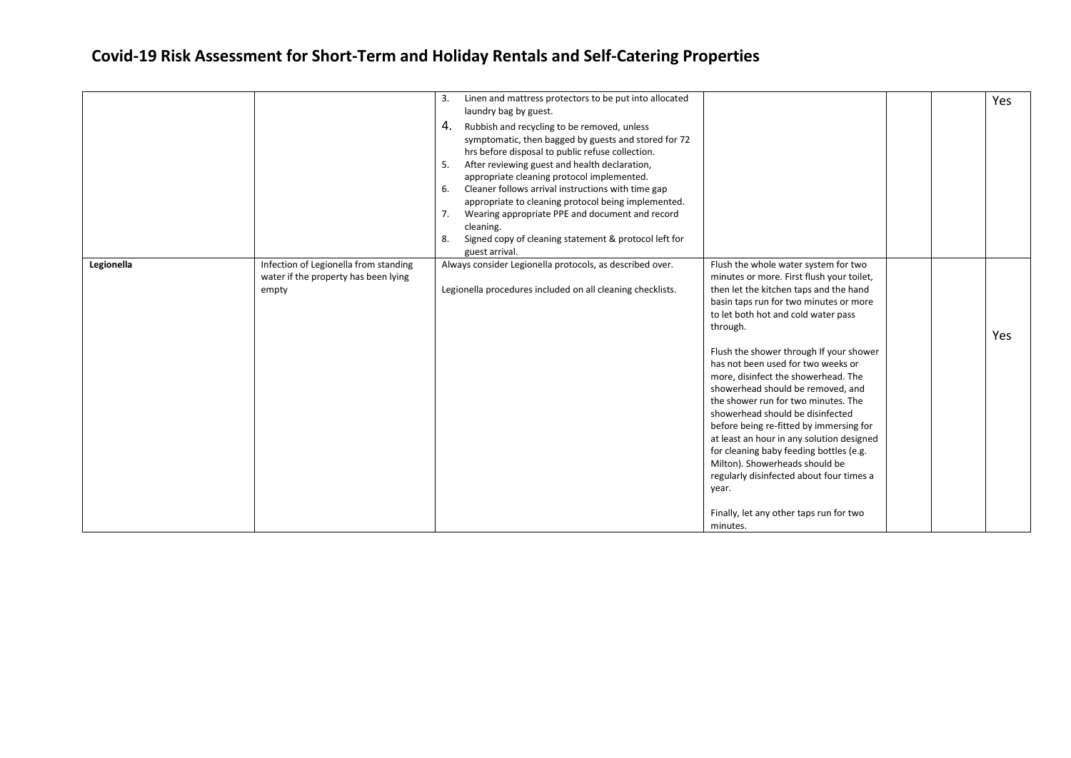# Covid-19 Risk Assessment for Short-Term and Holiday Rentals and Self-Catering Properties

| | | | | | | |
|---|---|---|---|---|---|---|
| | | 3. Linen and mattress protectors to be put into allocated laundry bag by guest.<br>4. Rubbish and recycling to be removed, unless symptomatic, then bagged by guests and stored for 72 hrs before disposal to public refuse collection.<br>5. After reviewing guest and health declaration, appropriate cleaning protocol implemented.<br>6. Cleaner follows arrival instructions with time gap appropriate to cleaning protocol being implemented.<br>7. Wearing appropriate PPE and document and record cleaning.<br>8. Signed copy of cleaning statement & protocol left for guest arrival. | | | | Yes |
| **Legionella** | Infection of Legionella from standing water if the property has been lying empty | Always consider Legionella protocols, as described over.<br><br>Legionella procedures included on all cleaning checklists. | Flush the whole water system for two minutes or more. First flush your toilet, then let the kitchen taps and the hand basin taps run for two minutes or more to let both hot and cold water pass through.<br><br>Flush the shower through If your shower has not been used for two weeks or more, disinfect the showerhead. The showerhead should be removed, and the shower run for two minutes. The showerhead should be disinfected before being re-fitted by immersing for at least an hour in any solution designed for cleaning baby feeding bottles (e.g. Milton). Showerheads should be regularly disinfected about four times a year.<br><br>Finally, let any other taps run for two minutes. | | | Yes |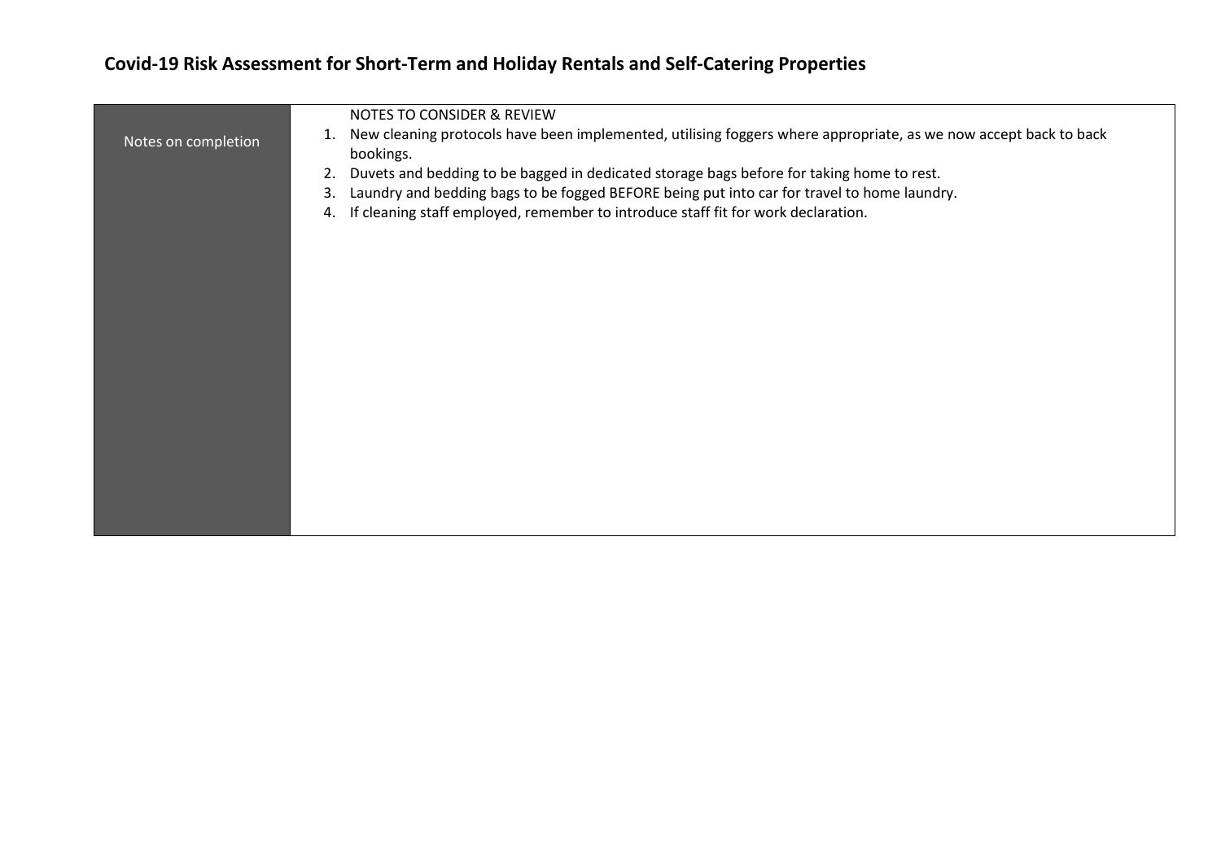## Covid-19 Risk Assessment for Short-Term and Holiday Rentals and Self-Catering Properties

| | |
|---|---|
| Notes on completion | NOTES TO CONSIDER & REVIEW<br>1. New cleaning protocols have been implemented, utilising foggers where appropriate, as we now accept back to back bookings.<br>2. Duvets and bedding to be bagged in dedicated storage bags before for taking home to rest.<br>3. Laundry and bedding bags to be fogged BEFORE being put into car for travel to home laundry.<br>4. If cleaning staff employed, remember to introduce staff fit for work declaration. |